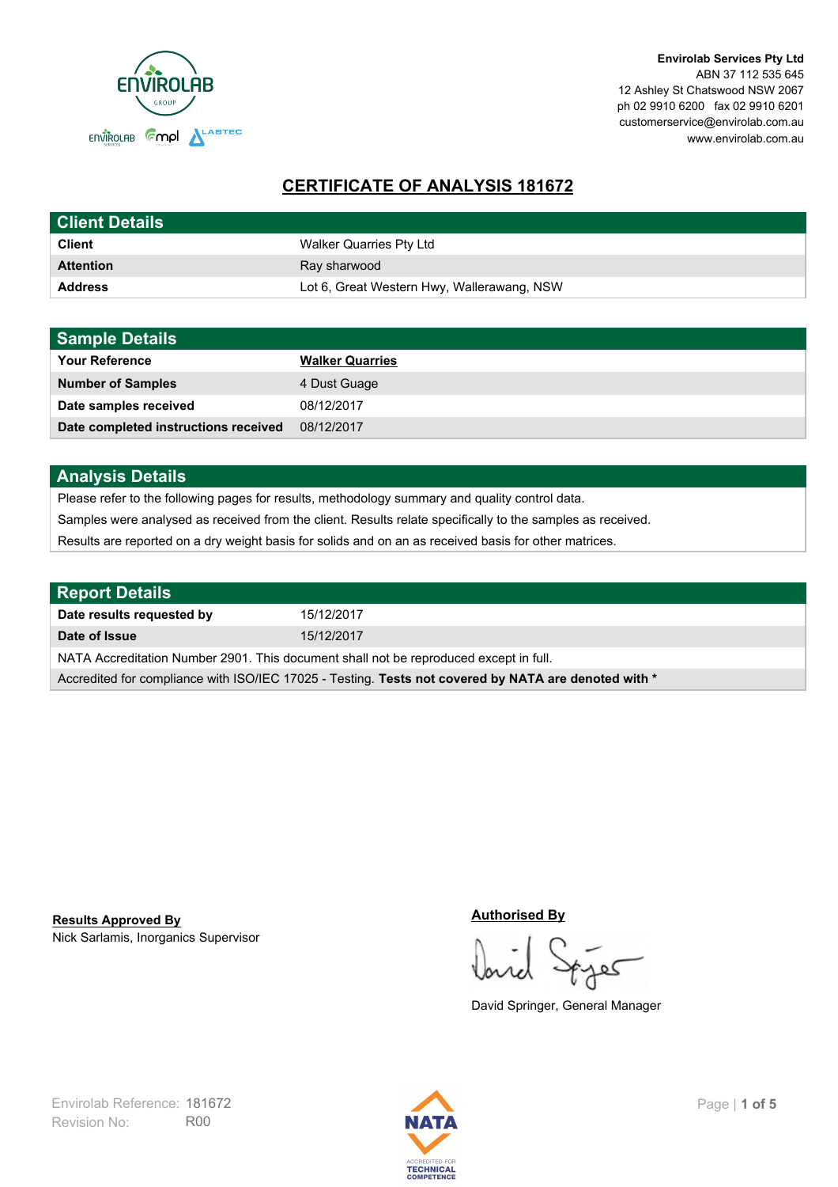**Envirolab Services Pty Ltd**
ABN 37 112 535 645
12 Ashley St Chatswood NSW 2067
ph 02 9910 6200 fax 02 9910 6201
customerservice@envirolab.com.au
www.envirolab.com.au

# CERTIFICATE OF ANALYSIS 181672

## Client Details

| | |
|---|---|
| **Client** | Walker Quarries Pty Ltd |
| **Attention** | Ray sharwood |
| **Address** | Lot 6, Great Western Hwy, Wallerawang, NSW |

## Sample Details

| | |
|---|---|
| **Your Reference** | **Walker Quarries** |
| **Number of Samples** | 4 Dust Guage |
| **Date samples received** | 08/12/2017 |
| **Date completed instructions received** | 08/12/2017 |

## Analysis Details

Please refer to the following pages for results, methodology summary and quality control data.

Samples were analysed as received from the client. Results relate specifically to the samples as received.

Results are reported on a dry weight basis for solids and on an as received basis for other matrices.

## Report Details

| | |
|---|---|
| **Date results requested by** | 15/12/2017 |
| **Date of Issue** | 15/12/2017 |

NATA Accreditation Number 2901. This document shall not be reproduced except in full.

Accredited for compliance with ISO/IEC 17025 - Testing. **Tests not covered by NATA are denoted with ***

**Results Approved By**
Nick Sarlamis, Inorganics Supervisor

**Authorised By**
David Springer, General Manager

Envirolab Reference: 181672
Revision No: R00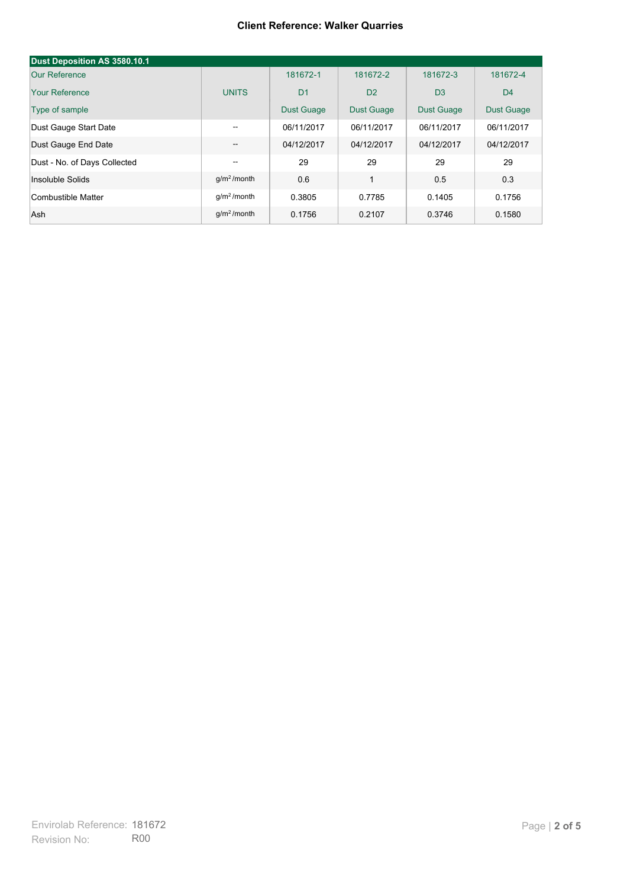**Client Reference: Walker Quarries**

| Dust Deposition AS 3580.10.1 | | | | | |
|---|---|---|---|---|---|
| Our Reference | | 181672-1 | 181672-2 | 181672-3 | 181672-4 |
| Your Reference | UNITS | D1 | D2 | D3 | D4 |
| Type of sample | | Dust Guage | Dust Guage | Dust Guage | Dust Guage |
| Dust Gauge Start Date | -- | 06/11/2017 | 06/11/2017 | 06/11/2017 | 06/11/2017 |
| Dust Gauge End Date | -- | 04/12/2017 | 04/12/2017 | 04/12/2017 | 04/12/2017 |
| Dust - No. of Days Collected | -- | 29 | 29 | 29 | 29 |
| Insoluble Solids | $g/m^2$ /month | 0.6 | 1 | 0.5 | 0.3 |
| Combustible Matter | $g/m^2$ /month | 0.3805 | 0.7785 | 0.1405 | 0.1756 |
| Ash | $g/m^2$ /month | 0.1756 | 0.2107 | 0.3746 | 0.1580 |

Envirolab Reference: 181672
Revision No: R00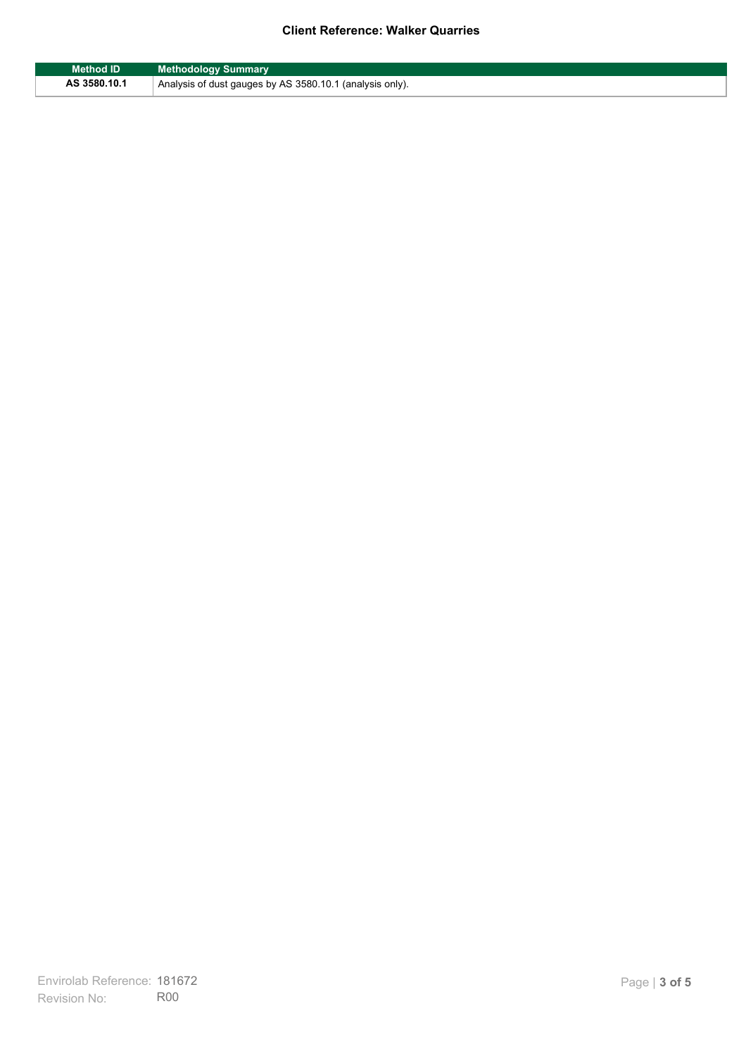| Method ID | Methodology Summary |
| --- | --- |
| AS 3580.10.1 | Analysis of dust gauges by AS 3580.10.1 (analysis only). |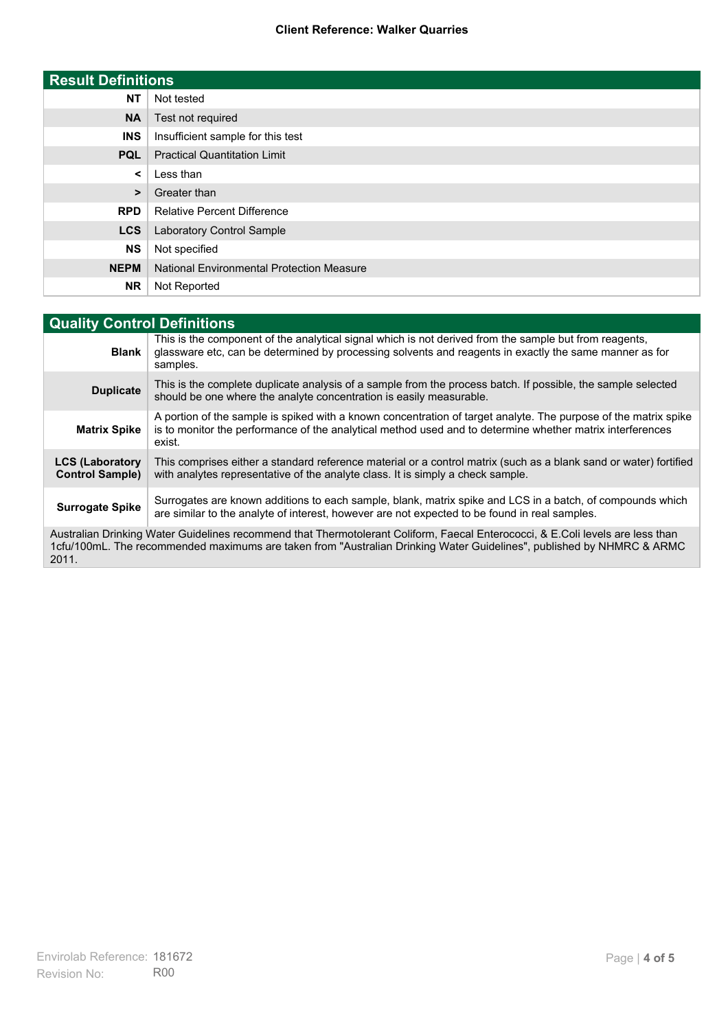**Client Reference: Walker Quarries**

| Result Definitions | |
|---|---|
| **NT** | Not tested |
| **NA** | Test not required |
| **INS** | Insufficient sample for this test |
| **PQL** | Practical Quantitation Limit |
| **<** | Less than |
| **>** | Greater than |
| **RPD** | Relative Percent Difference |
| **LCS** | Laboratory Control Sample |
| **NS** | Not specified |
| **NEPM** | National Environmental Protection Measure |
| **NR** | Not Reported |

| Quality Control Definitions | |
|---|---|
| **Blank** | This is the component of the analytical signal which is not derived from the sample but from reagents, glassware etc, can be determined by processing solvents and reagents in exactly the same manner as for samples. |
| **Duplicate** | This is the complete duplicate analysis of a sample from the process batch. If possible, the sample selected should be one where the analyte concentration is easily measurable. |
| **Matrix Spike** | A portion of the sample is spiked with a known concentration of target analyte. The purpose of the matrix spike is to monitor the performance of the analytical method used and to determine whether matrix interferences exist. |
| **LCS (Laboratory Control Sample)** | This comprises either a standard reference material or a control matrix (such as a blank sand or water) fortified with analytes representative of the analyte class. It is simply a check sample. |
| **Surrogate Spike** | Surrogates are known additions to each sample, blank, matrix spike and LCS in a batch, of compounds which are similar to the analyte of interest, however are not expected to be found in real samples. |

Australian Drinking Water Guidelines recommend that Thermotolerant Coliform, Faecal Enterococci, & E.Coli levels are less than 1cfu/100mL. The recommended maximums are taken from "Australian Drinking Water Guidelines", published by NHMRC & ARMC 2011.

Envirolab Reference: 181672
Revision No: R00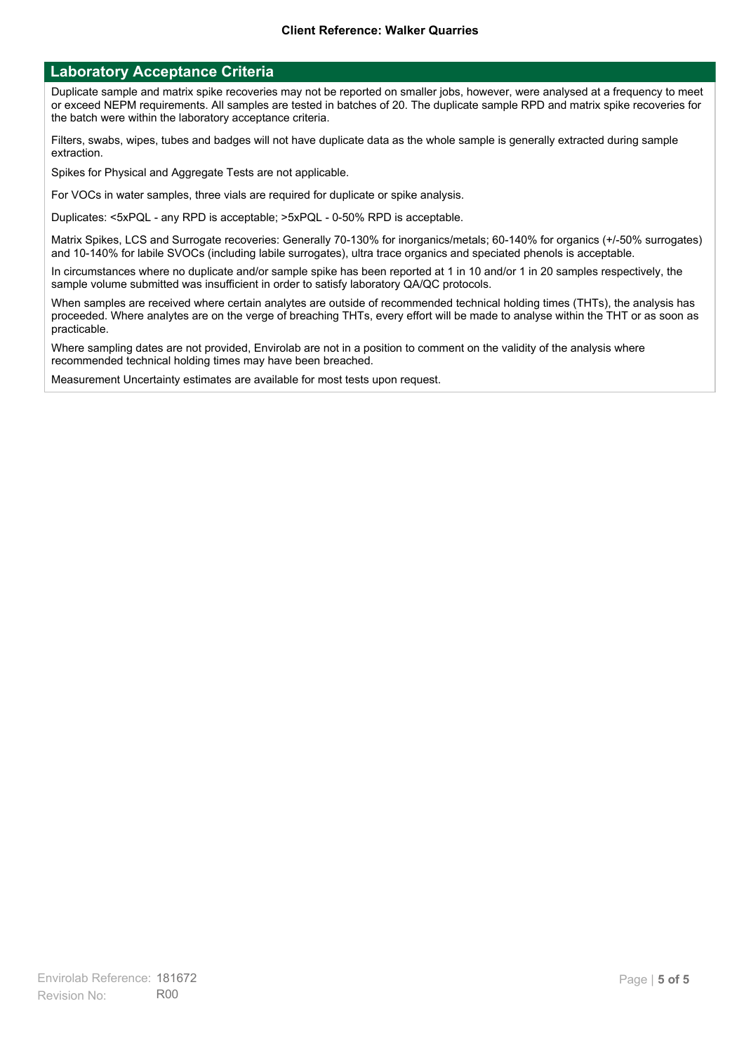## Laboratory Acceptance Criteria

Duplicate sample and matrix spike recoveries may not be reported on smaller jobs, however, were analysed at a frequency to meet or exceed NEPM requirements. All samples are tested in batches of 20. The duplicate sample RPD and matrix spike recoveries for the batch were within the laboratory acceptance criteria.

Filters, swabs, wipes, tubes and badges will not have duplicate data as the whole sample is generally extracted during sample extraction.

Spikes for Physical and Aggregate Tests are not applicable.

For VOCs in water samples, three vials are required for duplicate or spike analysis.

Duplicates: <5xPQL - any RPD is acceptable; >5xPQL - 0-50% RPD is acceptable.

Matrix Spikes, LCS and Surrogate recoveries: Generally 70-130% for inorganics/metals; 60-140% for organics (+/-50% surrogates) and 10-140% for labile SVOCs (including labile surrogates), ultra trace organics and speciated phenols is acceptable.

In circumstances where no duplicate and/or sample spike has been reported at 1 in 10 and/or 1 in 20 samples respectively, the sample volume submitted was insufficient in order to satisfy laboratory QA/QC protocols.

When samples are received where certain analytes are outside of recommended technical holding times (THTs), the analysis has proceeded. Where analytes are on the verge of breaching THTs, every effort will be made to analyse within the THT or as soon as practicable.

Where sampling dates are not provided, Envirolab are not in a position to comment on the validity of the analysis where recommended technical holding times may have been breached.

Measurement Uncertainty estimates are available for most tests upon request.